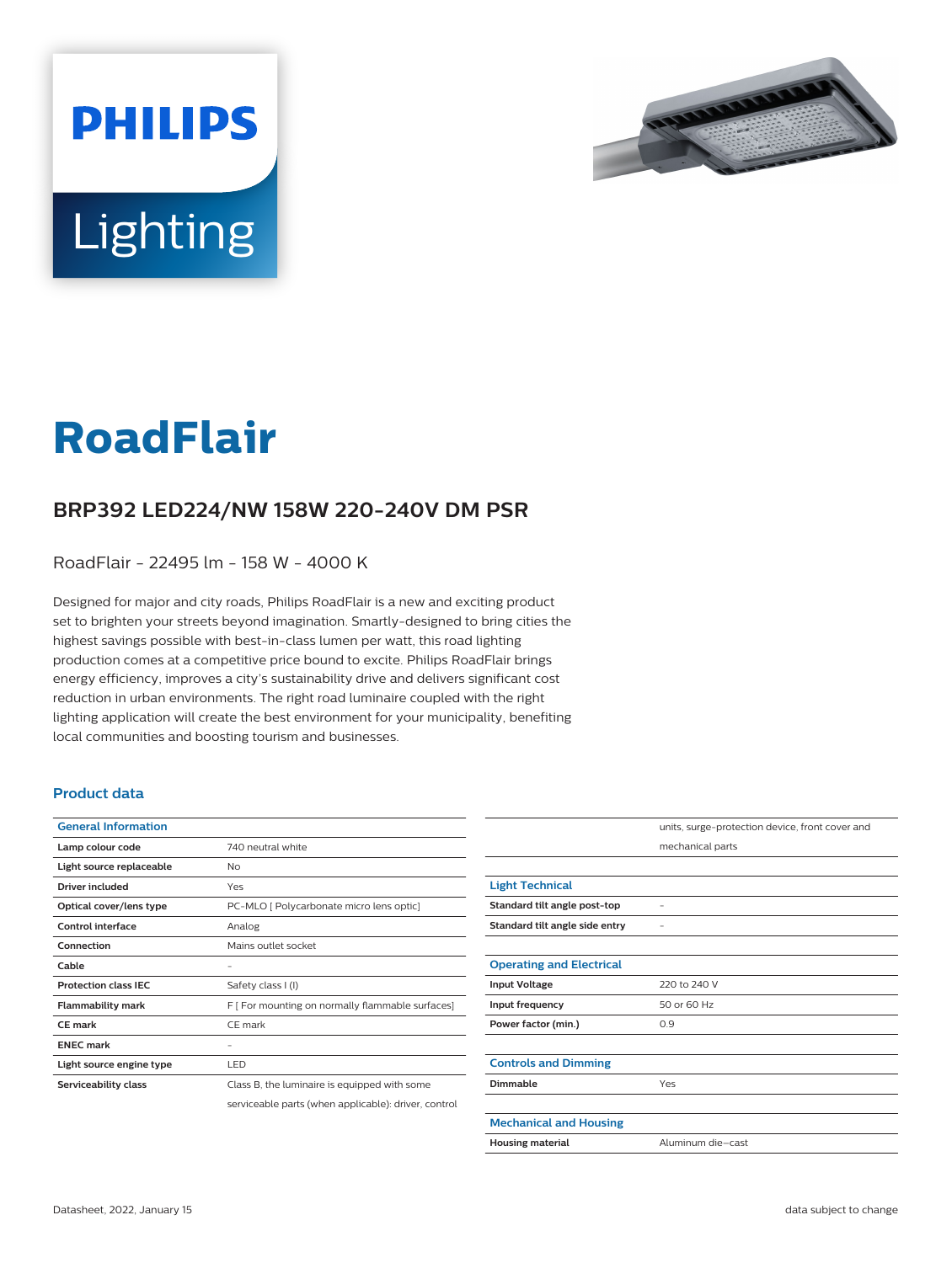PHILIPS

Lighting

# RoadFlair

## BRP392 LED224/NW 158W 220-240V DM PSR

RoadFlair - 22495 lm - 158 W - 4000 K

Designed for major and city roads, Philips RoadFlair is a new and exciting product set to brighten your streets beyond imagination. Smartly-designed to bring cities the highest savings possible with best-in-class lumen per watt, this road lighting production comes at a competitive price bound to excite. Philips RoadFlair brings energy efficiency, improves a city's sustainability drive and delivers significant cost reduction in urban environments. The right road luminaire coupled with the right lighting application will create the best environment for your municipality, benefiting local communities and boosting tourism and businesses.

### Product data

| General Information | |
|---|---|
| **Lamp colour code** | 740 neutral white |
| **Light source replaceable** | No |
| **Driver included** | Yes |
| **Optical cover/lens type** | PC-MLO [ Polycarbonate micro lens optic] |
| **Control interface** | Analog |
| **Connection** | Mains outlet socket |
| **Cable** | - |
| **Protection class IEC** | Safety class I (I) |
| **Flammability mark** | F [ For mounting on normally flammable surfaces] |
| **CE mark** | CE mark |
| **ENEC mark** | - |
| **Light source engine type** | LED |
| **Serviceability class** | Class B, the luminaire is equipped with some serviceable parts (when applicable): driver, control units, surge-protection device, front cover and mechanical parts |

| Light Technical | |
|---|---|
| **Standard tilt angle post-top** | - |
| **Standard tilt angle side entry** | - |

| Operating and Electrical | |
|---|---|
| **Input Voltage** | 220 to 240 V |
| **Input frequency** | 50 or 60 Hz |
| **Power factor (min.)** | 0.9 |

| Controls and Dimming | |
|---|---|
| **Dimmable** | Yes |

| Mechanical and Housing | |
|---|---|
| **Housing material** | Aluminum die-cast |

Datasheet, 2022, January 15

data subject to change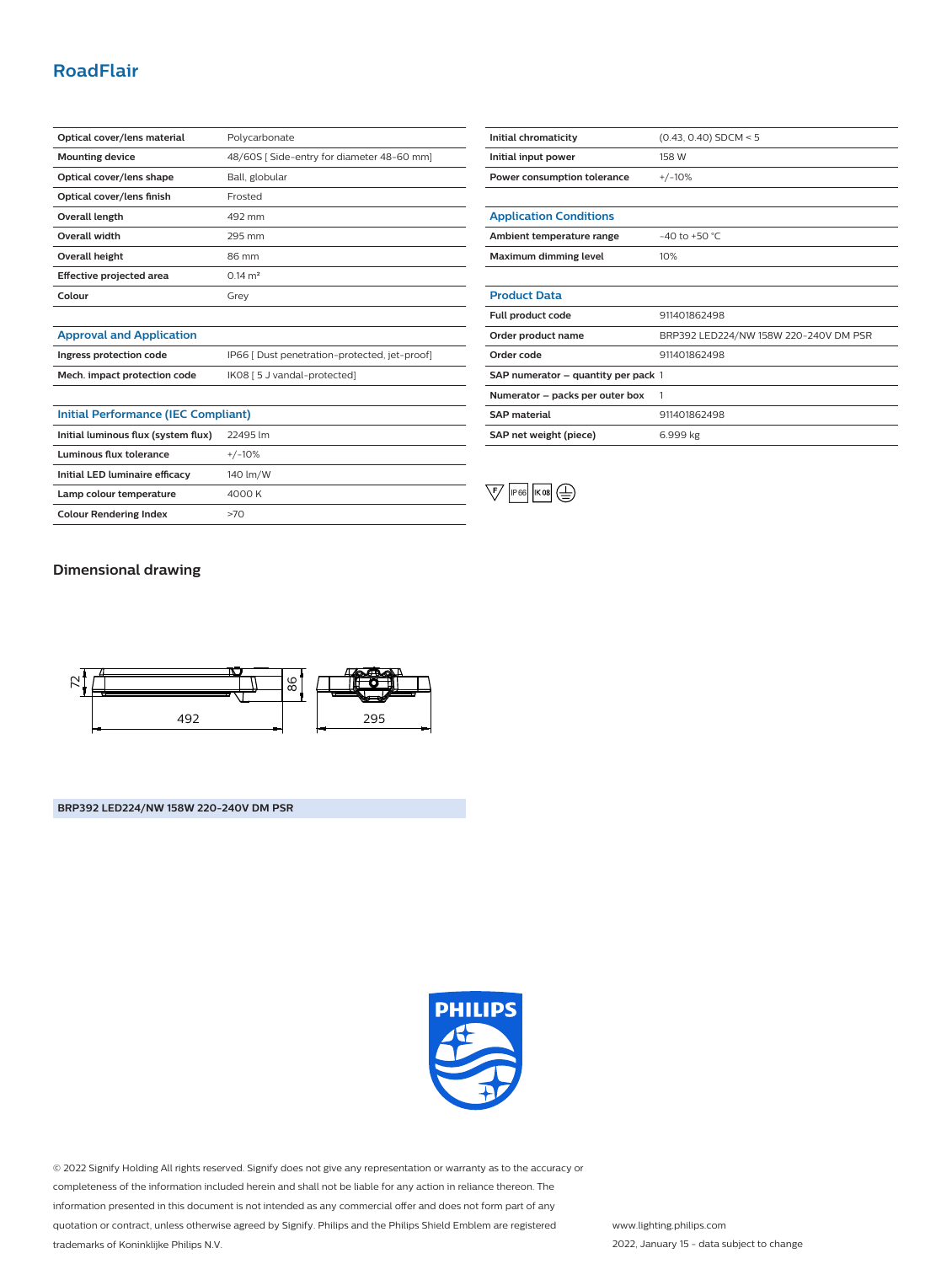## RoadFlair

| | |
|---|---|
| **Optical cover/lens material** | Polycarbonate |
| **Mounting device** | 48/60S [ Side-entry for diameter 48-60 mm] |
| **Optical cover/lens shape** | Ball, globular |
| **Optical cover/lens finish** | Frosted |
| **Overall length** | 492 mm |
| **Overall width** | 295 mm |
| **Overall height** | 86 mm |
| **Effective projected area** | 0.14 m² |
| **Colour** | Grey |

### Approval and Application

| | |
|---|---|
| **Ingress protection code** | IP66 [ Dust penetration-protected, jet-proof] |
| **Mech. impact protection code** | IK08 [ 5 J vandal-protected] |

### Initial Performance (IEC Compliant)

| | |
|---|---|
| **Initial luminous flux (system flux)** | 22495 lm |
| **Luminous flux tolerance** | +/-10% |
| **Initial LED luminaire efficacy** | 140 lm/W |
| **Lamp colour temperature** | 4000 K |
| **Colour Rendering Index** | >70 |

| | |
|---|---|
| **Initial chromaticity** | (0.43, 0.40) SDCM < 5 |
| **Initial input power** | 158 W |
| **Power consumption tolerance** | +/-10% |

### Application Conditions

| | |
|---|---|
| **Ambient temperature range** | -40 to +50 °C |
| **Maximum dimming level** | 10% |

### Product Data

| | |
|---|---|
| **Full product code** | 911401862498 |
| **Order product name** | BRP392 LED224/NW 158W 220-240V DM PSR |
| **Order code** | 911401862498 |
| **SAP numerator – quantity per pack** | 1 |
| **Numerator – packs per outer box** | 1 |
| **SAP material** | 911401862498 |
| **SAP net weight (piece)** | 6.999 kg |

F IP66 IK08

## Dimensional drawing

72
86
492
295

**BRP392 LED224/NW 158W 220-240V DM PSR**

© 2022 Signify Holding All rights reserved. Signify does not give any representation or warranty as to the accuracy or completeness of the information included herein and shall not be liable for any action in reliance thereon. The information presented in this document is not intended as any commercial offer and does not form part of any quotation or contract, unless otherwise agreed by Signify. Philips and the Philips Shield Emblem are registered trademarks of Koninklijke Philips N.V.

www.lighting.philips.com
2022, January 15 - data subject to change